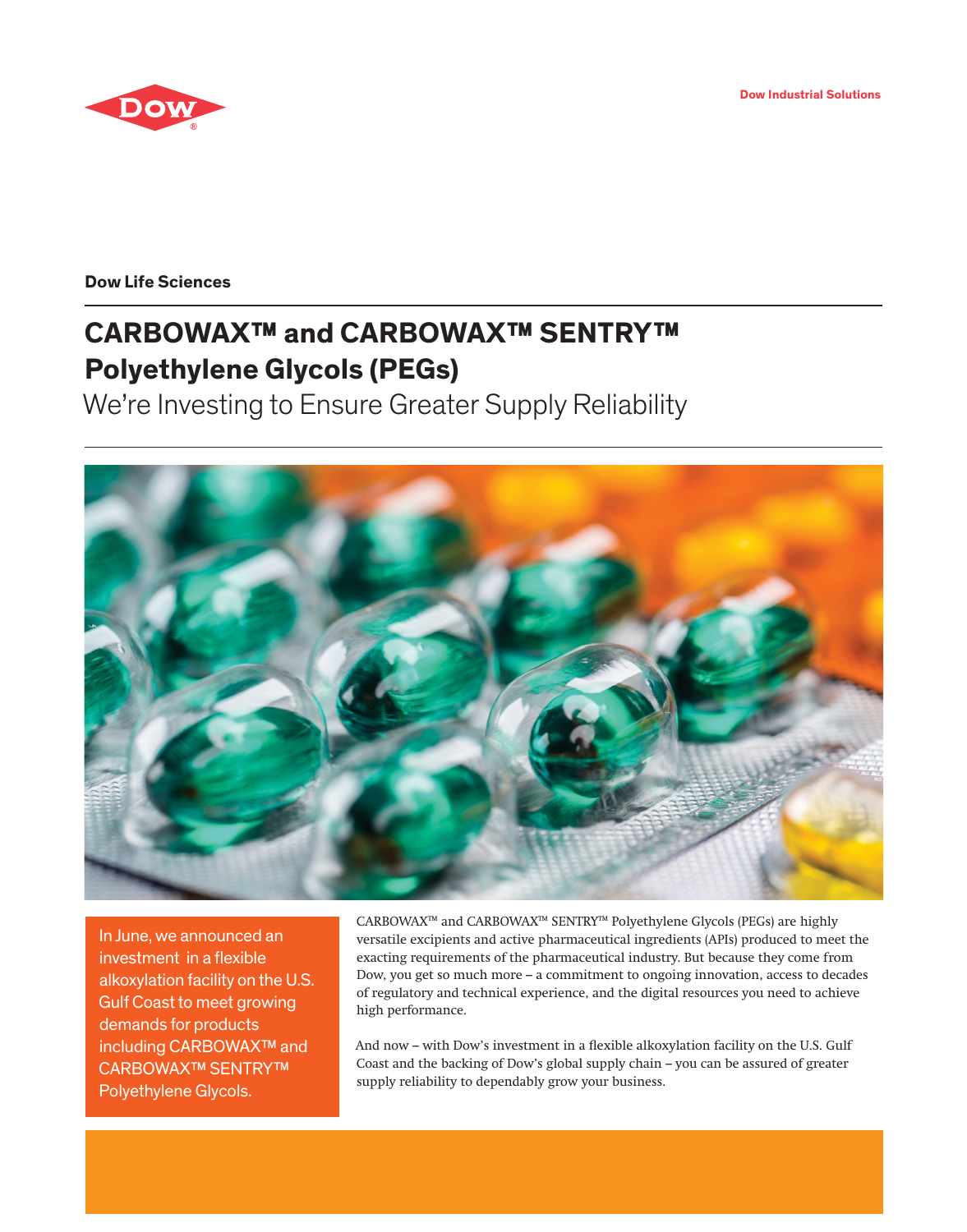Dow Industrial Solutions

**Dow Life Sciences**

# CARBOWAX™ and CARBOWAX™ SENTRY™ Polyethylene Glycols (PEGs)

## We're Investing to Ensure Greater Supply Reliability

In June, we announced an investment in a flexible alkoxylation facility on the U.S. Gulf Coast to meet growing demands for products including CARBOWAX™ and CARBOWAX™ SENTRY™ Polyethylene Glycols.

CARBOWAX™ and CARBOWAX™ SENTRY™ Polyethylene Glycols (PEGs) are highly versatile excipients and active pharmaceutical ingredients (APIs) produced to meet the exacting requirements of the pharmaceutical industry. But because they come from Dow, you get so much more – a commitment to ongoing innovation, access to decades of regulatory and technical experience, and the digital resources you need to achieve high performance.

And now – with Dow's investment in a flexible alkoxylation facility on the U.S. Gulf Coast and the backing of Dow's global supply chain – you can be assured of greater supply reliability to dependably grow your business.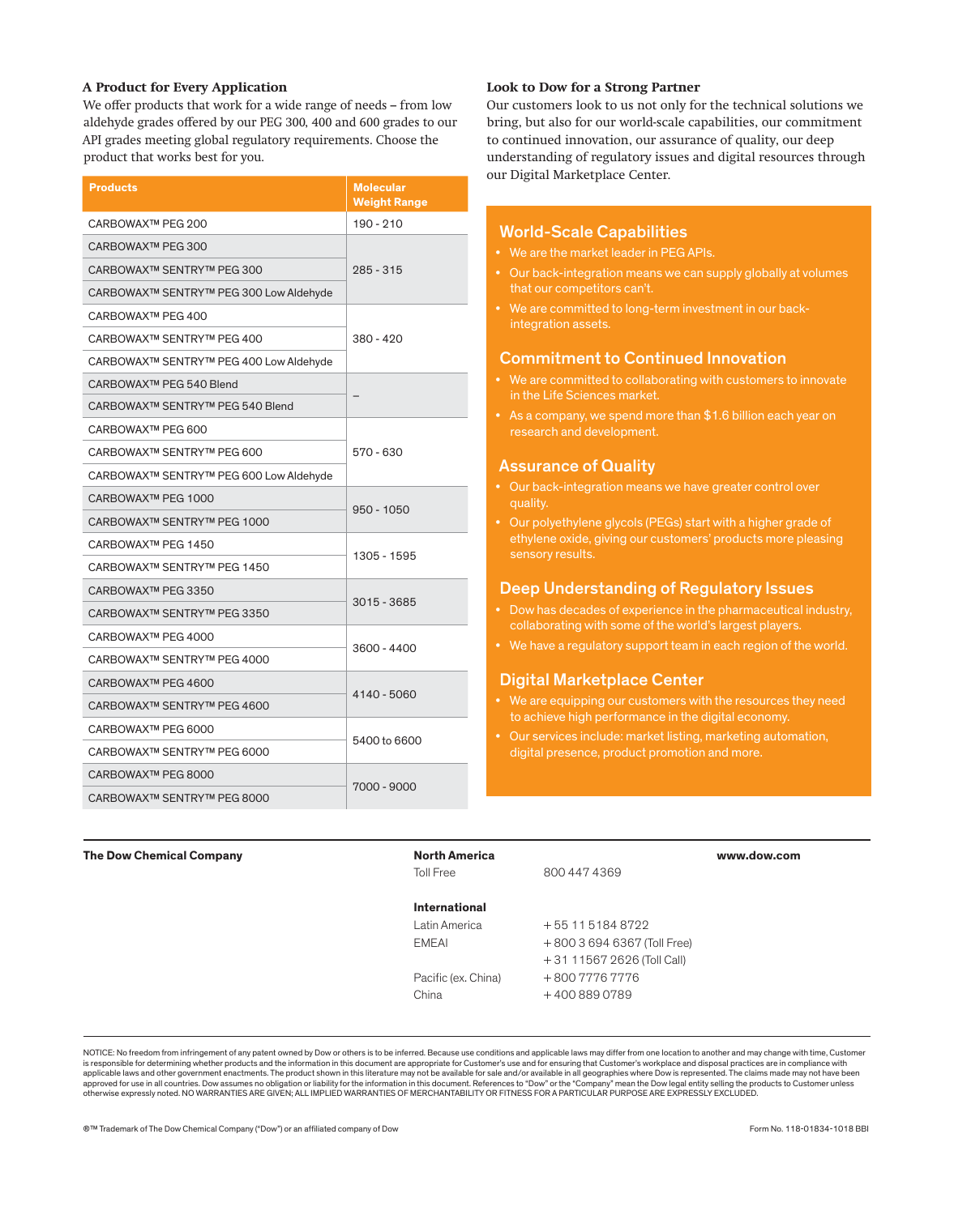### A Product for Every Application

We offer products that work for a wide range of needs – from low aldehyde grades offered by our PEG 300, 400 and 600 grades to our API grades meeting global regulatory requirements. Choose the product that works best for you.

| Products | Molecular Weight Range |
| --- | --- |
| CARBOWAX™ PEG 200 | 190 - 210 |
| CARBOWAX™ PEG 300 | 285 - 315 |
| CARBOWAX™ SENTRY™ PEG 300 | |
| CARBOWAX™ SENTRY™ PEG 300 Low Aldehyde | |
| CARBOWAX™ PEG 400 | 380 - 420 |
| CARBOWAX™ SENTRY™ PEG 400 | |
| CARBOWAX™ SENTRY™ PEG 400 Low Aldehyde | |
| CARBOWAX™ PEG 540 Blend | – |
| CARBOWAX™ SENTRY™ PEG 540 Blend | |
| CARBOWAX™ PEG 600 | 570 - 630 |
| CARBOWAX™ SENTRY™ PEG 600 | |
| CARBOWAX™ SENTRY™ PEG 600 Low Aldehyde | |
| CARBOWAX™ PEG 1000 | 950 - 1050 |
| CARBOWAX™ SENTRY™ PEG 1000 | |
| CARBOWAX™ PEG 1450 | 1305 - 1595 |
| CARBOWAX™ SENTRY™ PEG 1450 | |
| CARBOWAX™ PEG 3350 | 3015 - 3685 |
| CARBOWAX™ SENTRY™ PEG 3350 | |
| CARBOWAX™ PEG 4000 | 3600 - 4400 |
| CARBOWAX™ SENTRY™ PEG 4000 | |
| CARBOWAX™ PEG 4600 | 4140 - 5060 |
| CARBOWAX™ SENTRY™ PEG 4600 | |
| CARBOWAX™ PEG 6000 | 5400 to 6600 |
| CARBOWAX™ SENTRY™ PEG 6000 | |
| CARBOWAX™ PEG 8000 | 7000 - 9000 |
| CARBOWAX™ SENTRY™ PEG 8000 | |

### Look to Dow for a Strong Partner

Our customers look to us not only for the technical solutions we bring, but also for our world-scale capabilities, our commitment to continued innovation, our assurance of quality, our deep understanding of regulatory issues and digital resources through our Digital Marketplace Center.

#### World-Scale Capabilities

- We are the market leader in PEG APIs.
- Our back-integration means we can supply globally at volumes that our competitors can't.
- We are committed to long-term investment in our back-integration assets.

#### Commitment to Continued Innovation

- We are committed to collaborating with customers to innovate in the Life Sciences market.
- As a company, we spend more than $1.6 billion each year on research and development.

#### Assurance of Quality

- Our back-integration means we have greater control over quality.
- Our polyethylene glycols (PEGs) start with a higher grade of ethylene oxide, giving our customers' products more pleasing sensory results.

#### Deep Understanding of Regulatory Issues

- Dow has decades of experience in the pharmaceutical industry, collaborating with some of the world's largest players.
- We have a regulatory support team in each region of the world.

#### Digital Marketplace Center

- We are equipping our customers with the resources they need to achieve high performance in the digital economy.
- Our services include: market listing, marketing automation, digital presence, product promotion and more.

**The Dow Chemical Company**

**North America**
Toll Free 800 447 4369

**International**
Latin America +55 11 5184 8722
EMEAI +800 3 694 6367 (Toll Free)
+31 11567 2626 (Toll Call)
Pacific (ex. China) +800 7776 7776
China +400 889 0789

**www.dow.com**

NOTICE: No freedom from infringement of any patent owned by Dow or others is to be inferred. Because use conditions and applicable laws may differ from one location to another and may change with time, Customer is responsible for determining whether products and the information in this document are appropriate for Customer's use and for ensuring that Customer's workplace and disposal practices are in compliance with applicable laws and other government enactments. The product shown in this literature may not be available for sale and/or available in all geographies where Dow is represented. The claims made may not have been approved for use in all countries. Dow assumes no obligation or liability for the information in this document. References to "Dow" or the "Company" mean the Dow legal entity selling the products to Customer unless otherwise expressly noted. NO WARRANTIES ARE GIVEN; ALL IMPLIED WARRANTIES OF MERCHANTABILITY OR FITNESS FOR A PARTICULAR PURPOSE ARE EXPRESSLY EXCLUDED.

®™ Trademark of The Dow Chemical Company ("Dow") or an affiliated company of Dow

Form No. 118-01834-1018 BBI